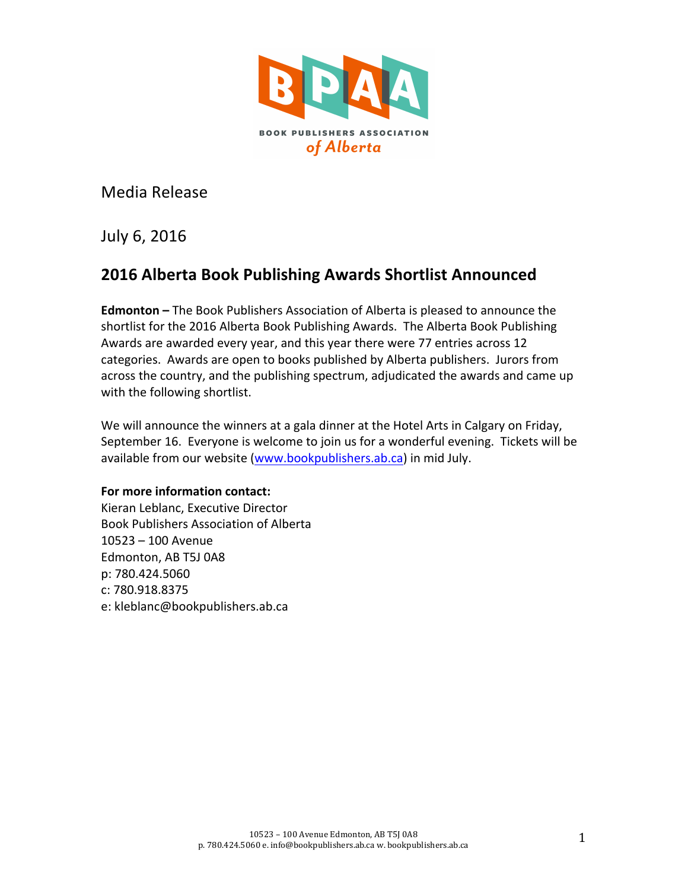BPAA

BOOK PUBLISHERS ASSOCIATION *of Alberta*

Media Release

July 6, 2016

## 2016 Alberta Book Publishing Awards Shortlist Announced

**Edmonton –** The Book Publishers Association of Alberta is pleased to announce the shortlist for the 2016 Alberta Book Publishing Awards. The Alberta Book Publishing Awards are awarded every year, and this year there were 77 entries across 12 categories. Awards are open to books published by Alberta publishers. Jurors from across the country, and the publishing spectrum, adjudicated the awards and came up with the following shortlist.

We will announce the winners at a gala dinner at the Hotel Arts in Calgary on Friday, September 16. Everyone is welcome to join us for a wonderful evening. Tickets will be available from our website (www.bookpublishers.ab.ca) in mid July.

**For more information contact:**
Kieran Leblanc, Executive Director
Book Publishers Association of Alberta
10523 – 100 Avenue
Edmonton, AB T5J 0A8
p: 780.424.5060
c: 780.918.8375
e: kleblanc@bookpublishers.ab.ca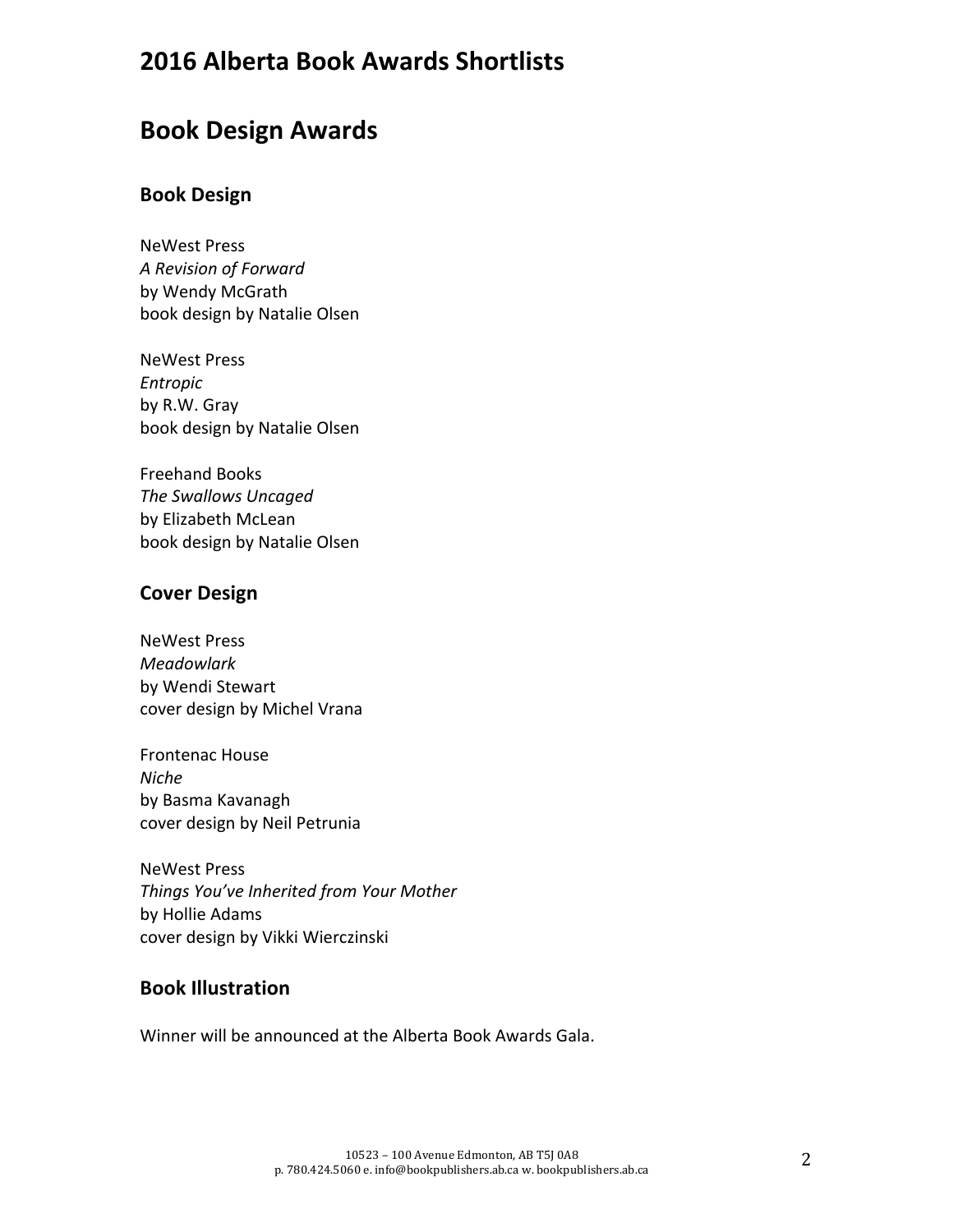# 2016 Alberta Book Awards Shortlists

# Book Design Awards

## Book Design

NeWest Press  
*A Revision of Forward*  
by Wendy McGrath  
book design by Natalie Olsen

NeWest Press  
*Entropic*  
by R.W. Gray  
book design by Natalie Olsen

Freehand Books  
*The Swallows Uncaged*  
by Elizabeth McLean  
book design by Natalie Olsen

## Cover Design

NeWest Press  
*Meadowlark*  
by Wendi Stewart  
cover design by Michel Vrana

Frontenac House  
*Niche*  
by Basma Kavanagh  
cover design by Neil Petrunia

NeWest Press  
*Things You've Inherited from Your Mother*  
by Hollie Adams  
cover design by Vikki Wierczinski

## Book Illustration

Winner will be announced at the Alberta Book Awards Gala.

10523 – 100 Avenue Edmonton, AB T5J 0A8  
p. 780.424.5060 e. info@bookpublishers.ab.ca w. bookpublishers.ab.ca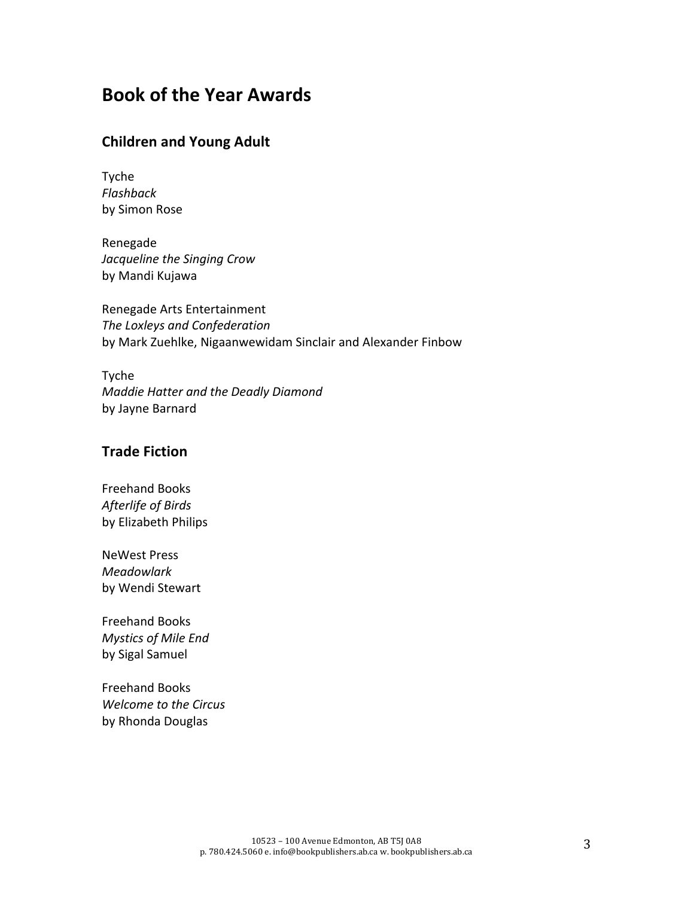# Book of the Year Awards

## Children and Young Adult

Tyche  
*Flashback*  
by Simon Rose

Renegade  
*Jacqueline the Singing Crow*  
by Mandi Kujawa

Renegade Arts Entertainment  
*The Loxleys and Confederation*  
by Mark Zuehlke, Nigaanwewidam Sinclair and Alexander Finbow

Tyche  
*Maddie Hatter and the Deadly Diamond*  
by Jayne Barnard

## Trade Fiction

Freehand Books  
*Afterlife of Birds*  
by Elizabeth Philips

NeWest Press  
*Meadowlark*  
by Wendi Stewart

Freehand Books  
*Mystics of Mile End*  
by Sigal Samuel

Freehand Books  
*Welcome to the Circus*  
by Rhonda Douglas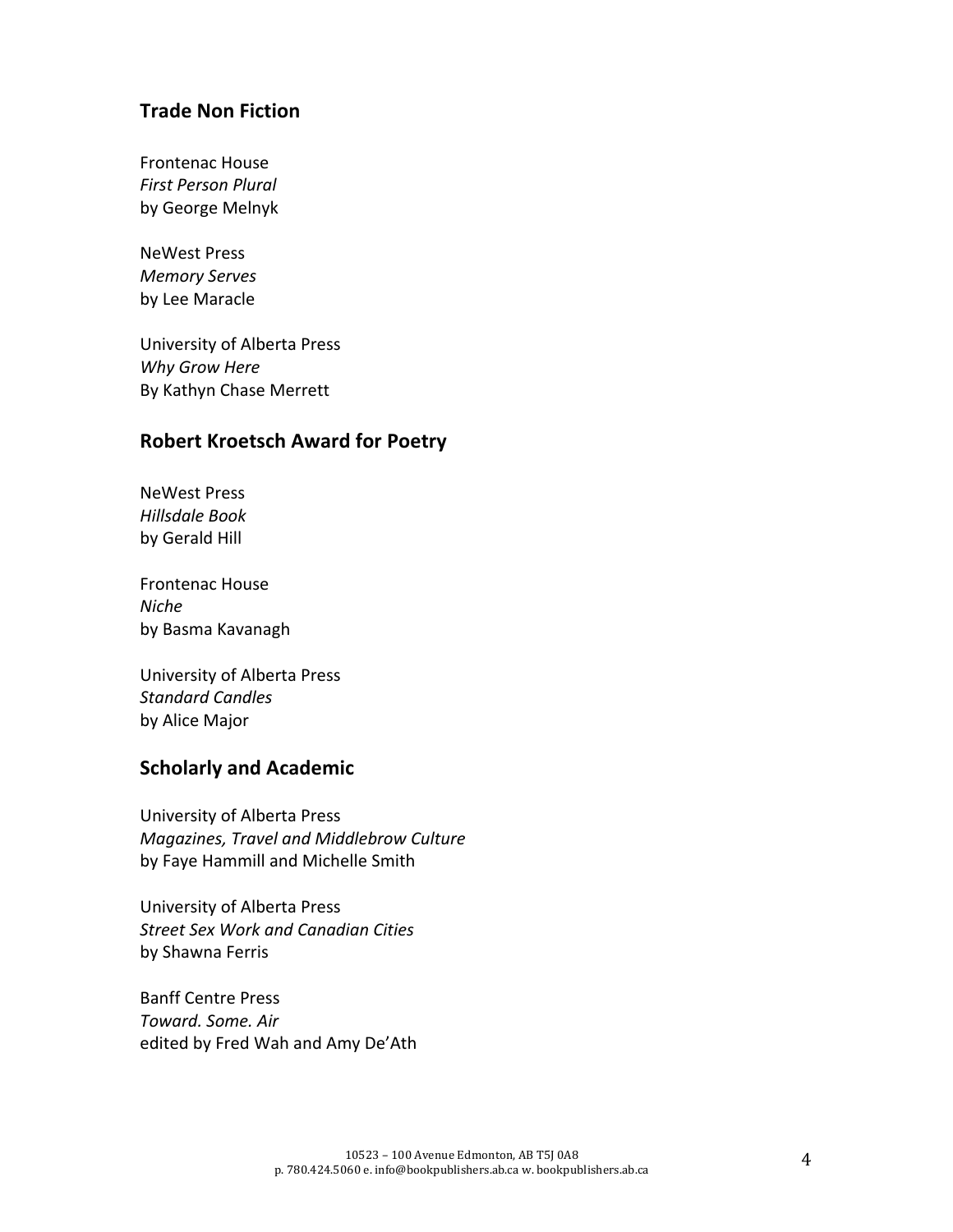## Trade Non Fiction

Frontenac House
*First Person Plural*
by George Melnyk

NeWest Press
*Memory Serves*
by Lee Maracle

University of Alberta Press
*Why Grow Here*
By Kathyn Chase Merrett

## Robert Kroetsch Award for Poetry

NeWest Press
*Hillsdale Book*
by Gerald Hill

Frontenac House
*Niche*
by Basma Kavanagh

University of Alberta Press
*Standard Candles*
by Alice Major

## Scholarly and Academic

University of Alberta Press
*Magazines, Travel and Middlebrow Culture*
by Faye Hammill and Michelle Smith

University of Alberta Press
*Street Sex Work and Canadian Cities*
by Shawna Ferris

Banff Centre Press
*Toward. Some. Air*
edited by Fred Wah and Amy De'Ath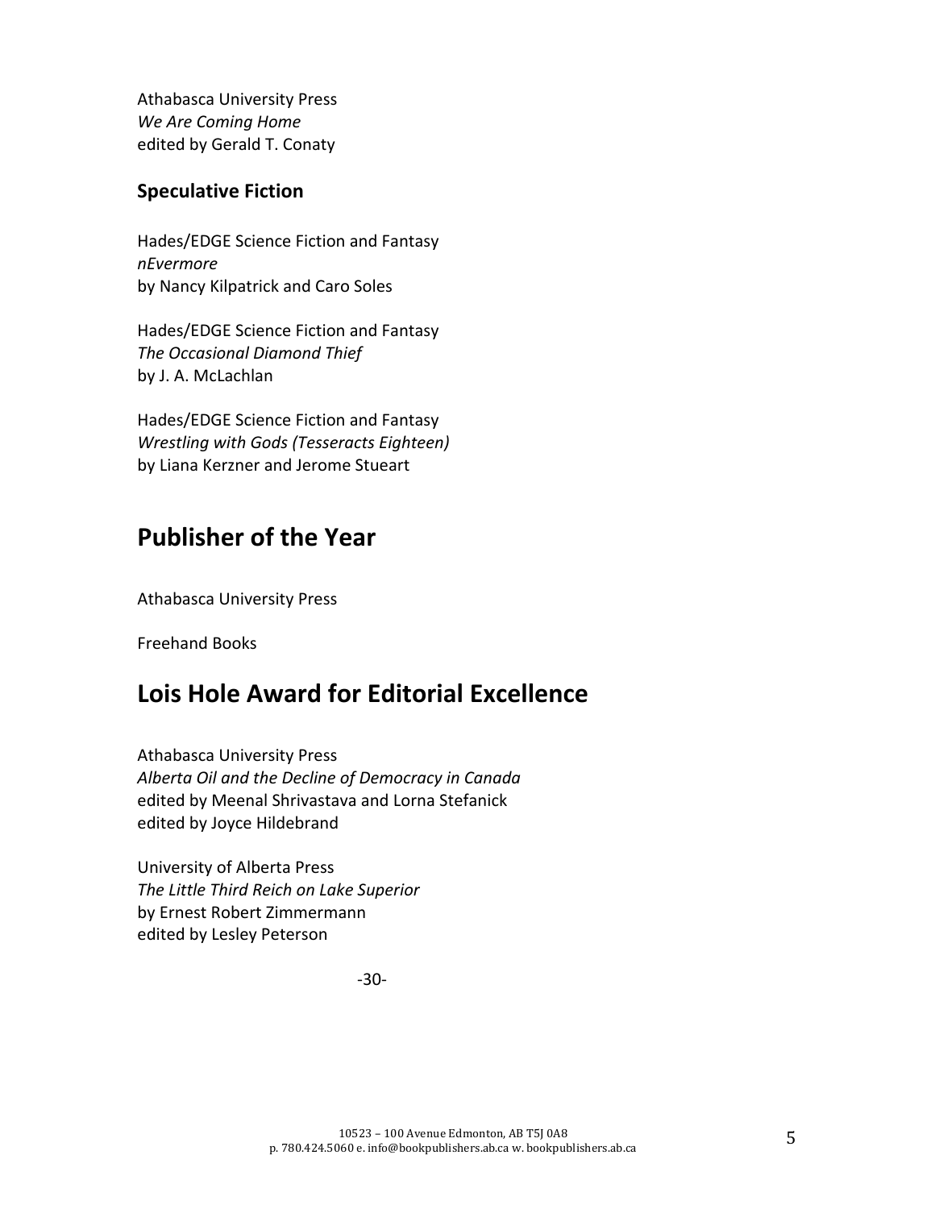Athabasca University Press
*We Are Coming Home*
edited by Gerald T. Conaty

### Speculative Fiction

Hades/EDGE Science Fiction and Fantasy
*nEvermore*
by Nancy Kilpatrick and Caro Soles

Hades/EDGE Science Fiction and Fantasy
*The Occasional Diamond Thief*
by J. A. McLachlan

Hades/EDGE Science Fiction and Fantasy
*Wrestling with Gods (Tesseracts Eighteen)*
by Liana Kerzner and Jerome Stueart

## Publisher of the Year

Athabasca University Press

Freehand Books

## Lois Hole Award for Editorial Excellence

Athabasca University Press
*Alberta Oil and the Decline of Democracy in Canada*
edited by Meenal Shrivastava and Lorna Stefanick
edited by Joyce Hildebrand

University of Alberta Press
*The Little Third Reich on Lake Superior*
by Ernest Robert Zimmermann
edited by Lesley Peterson

-30-

10523 – 100 Avenue Edmonton, AB T5J 0A8
p. 780.424.5060 e. info@bookpublishers.ab.ca w. bookpublishers.ab.ca